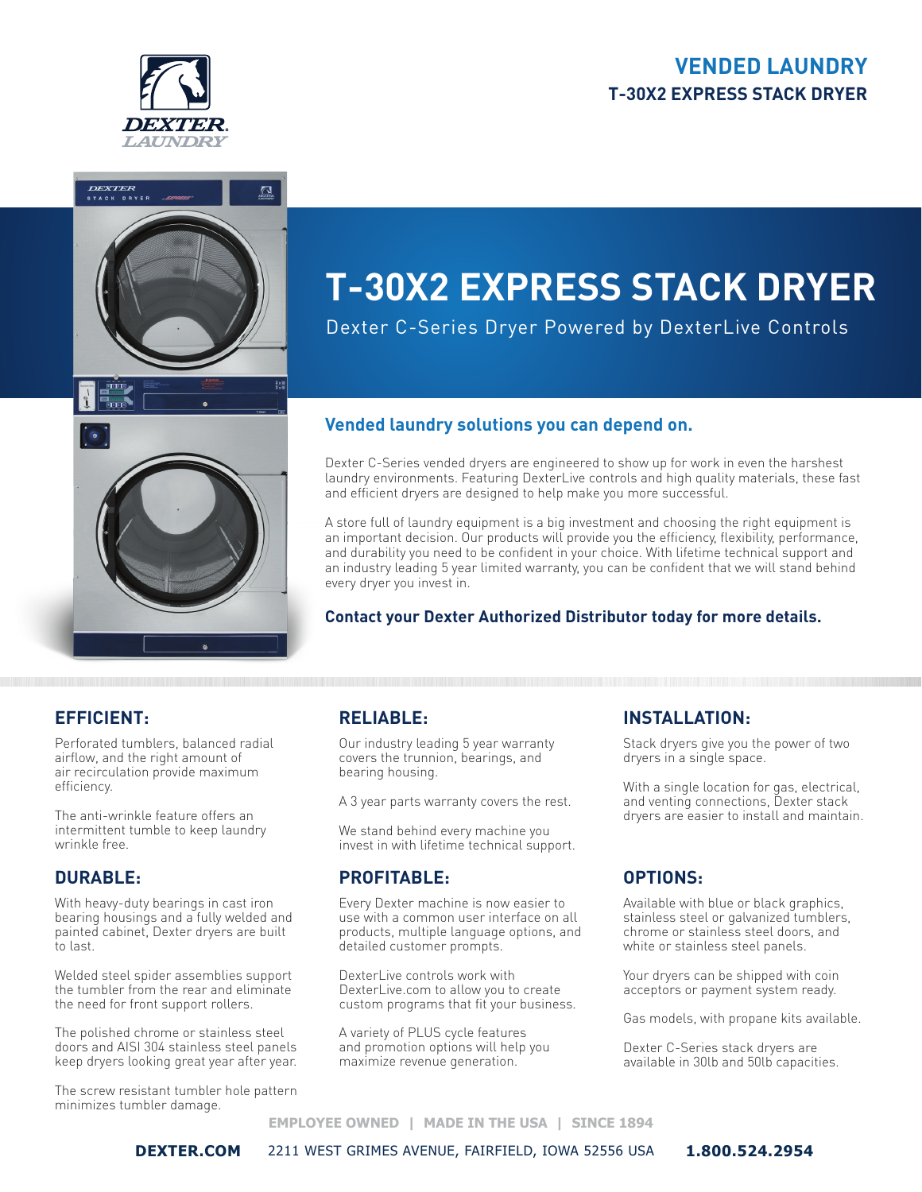DEXTER LAUNDRY

**VENDED LAUNDRY**
**T-30X2 EXPRESS STACK DRYER**

# T-30X2 EXPRESS STACK DRYER

Dexter C-Series Dryer Powered by DexterLive Controls

## Vended laundry solutions you can depend on.

Dexter C-Series vended dryers are engineered to show up for work in even the harshest laundry environments. Featuring DexterLive controls and high quality materials, these fast and efficient dryers are designed to help make you more successful.

A store full of laundry equipment is a big investment and choosing the right equipment is an important decision. Our products will provide you the efficiency, flexibility, performance, and durability you need to be confident in your choice. With lifetime technical support and an industry leading 5 year limited warranty, you can be confident that we will stand behind every dryer you invest in.

**Contact your Dexter Authorized Distributor today for more details.**

### EFFICIENT:

Perforated tumblers, balanced radial airflow, and the right amount of air recirculation provide maximum efficiency.

The anti-wrinkle feature offers an intermittent tumble to keep laundry wrinkle free.

### DURABLE:

With heavy-duty bearings in cast iron bearing housings and a fully welded and painted cabinet, Dexter dryers are built to last.

Welded steel spider assemblies support the tumbler from the rear and eliminate the need for front support rollers.

The polished chrome or stainless steel doors and AISI 304 stainless steel panels keep dryers looking great year after year.

The screw resistant tumbler hole pattern minimizes tumbler damage.

### RELIABLE:

Our industry leading 5 year warranty covers the trunnion, bearings, and bearing housing.

A 3 year parts warranty covers the rest.

We stand behind every machine you invest in with lifetime technical support.

### PROFITABLE:

Every Dexter machine is now easier to use with a common user interface on all products, multiple language options, and detailed customer prompts.

DexterLive controls work with DexterLive.com to allow you to create custom programs that fit your business.

A variety of PLUS cycle features and promotion options will help you maximize revenue generation.

### INSTALLATION:

Stack dryers give you the power of two dryers in a single space.

With a single location for gas, electrical, and venting connections, Dexter stack dryers are easier to install and maintain.

### OPTIONS:

Available with blue or black graphics, stainless steel or galvanized tumblers, chrome or stainless steel doors, and white or stainless steel panels.

Your dryers can be shipped with coin acceptors or payment system ready.

Gas models, with propane kits available.

Dexter C-Series stack dryers are available in 30lb and 50lb capacities.

EMPLOYEE OWNED | MADE IN THE USA | SINCE 1894

**DEXTER.COM** 2211 WEST GRIMES AVENUE, FAIRFIELD, IOWA 52556 USA **1.800.524.2954**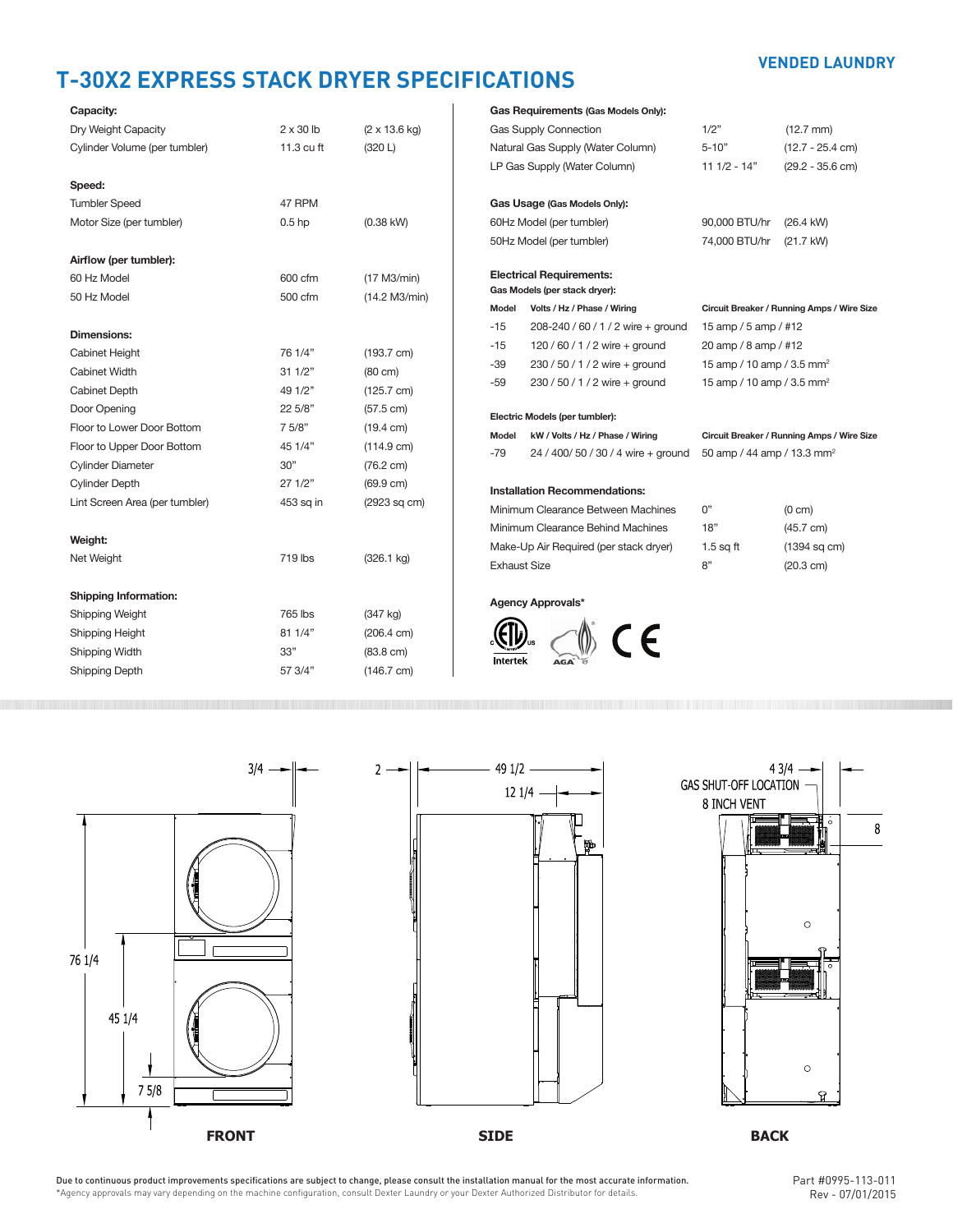VENDED LAUNDRY

# T-30X2 EXPRESS STACK DRYER SPECIFICATIONS

| | | |
|---|---|---|
| **Capacity:** | | |
| Dry Weight Capacity | 2 x 30 lb | (2 x 13.6 kg) |
| Cylinder Volume (per tumbler) | 11.3 cu ft | (320 L) |
| **Speed:** | | |
| Tumbler Speed | 47 RPM | |
| Motor Size (per tumbler) | 0.5 hp | (0.38 kW) |
| **Airflow (per tumbler):** | | |
| 60 Hz Model | 600 cfm | (17 M3/min) |
| 50 Hz Model | 500 cfm | (14.2 M3/min) |
| **Dimensions:** | | |
| Cabinet Height | 76 1/4" | (193.7 cm) |
| Cabinet Width | 31 1/2" | (80 cm) |
| Cabinet Depth | 49 1/2" | (125.7 cm) |
| Door Opening | 22 5/8" | (57.5 cm) |
| Floor to Lower Door Bottom | 7 5/8" | (19.4 cm) |
| Floor to Upper Door Bottom | 45 1/4" | (114.9 cm) |
| Cylinder Diameter | 30" | (76.2 cm) |
| Cylinder Depth | 27 1/2" | (69.9 cm) |
| Lint Screen Area (per tumbler) | 453 sq in | (2923 sq cm) |
| **Weight:** | | |
| Net Weight | 719 lbs | (326.1 kg) |
| **Shipping Information:** | | |
| Shipping Weight | 765 lbs | (347 kg) |
| Shipping Height | 81 1/4" | (206.4 cm) |
| Shipping Width | 33" | (83.8 cm) |
| Shipping Depth | 57 3/4" | (146.7 cm) |

| | | |
|---|---|---|
| **Gas Requirements** (Gas Models Only): | | |
| Gas Supply Connection | 1/2" | (12.7 mm) |
| Natural Gas Supply (Water Column) | 5-10" | (12.7 - 25.4 cm) |
| LP Gas Supply (Water Column) | 11 1/2 - 14" | (29.2 - 35.6 cm) |
| **Gas Usage** (Gas Models Only): | | |
| 60Hz Model (per tumbler) | 90,000 BTU/hr | (26.4 kW) |
| 50Hz Model (per tumbler) | 74,000 BTU/hr | (21.7 kW) |

**Electrical Requirements:**

**Gas Models (per stack dryer):**

| Model | Volts / Hz / Phase / Wiring | Circuit Breaker / Running Amps / Wire Size |
|---|---|---|
| -15 | 208-240 / 60 / 1 / 2 wire + ground | 15 amp / 5 amp / #12 |
| -15 | 120 / 60 / 1 / 2 wire + ground | 20 amp / 8 amp / #12 |
| -39 | 230 / 50 / 1 / 2 wire + ground | 15 amp / 10 amp / 3.5 $mm^2$ |
| -59 | 230 / 50 / 1 / 2 wire + ground | 15 amp / 10 amp / 3.5 $mm^2$ |

**Electric Models (per tumbler):**

| Model | kW / Volts / Hz / Phase / Wiring | Circuit Breaker / Running Amps / Wire Size |
|---|---|---|
| -79 | 24 / 400/ 50 / 30 / 4 wire + ground | 50 amp / 44 amp / 13.3 $mm^2$ |

| | | |
|---|---|---|
| **Installation Recommendations:** | | |
| Minimum Clearance Between Machines | 0" | (0 cm) |
| Minimum Clearance Behind Machines | 18" | (45.7 cm) |
| Make-Up Air Required (per stack dryer) | 1.5 sq ft | (1394 sq cm) |
| Exhaust Size | 8" | (20.3 cm) |

**Agency Approvals***

Intertek AGA CE

3/4
76 1/4
45 1/4
7 5/8
**FRONT**

2
49 1/2
12 1/4
**SIDE**

4 3/4
GAS SHUT-OFF LOCATION
8 INCH VENT
8
**BACK**

Due to continuous product improvements specifications are subject to change, please consult the installation manual for the most accurate information.
*Agency approvals may vary depending on the machine configuration, consult Dexter Laundry or your Dexter Authorized Distributor for details.

Part #0995-113-011
Rev - 07/01/2015